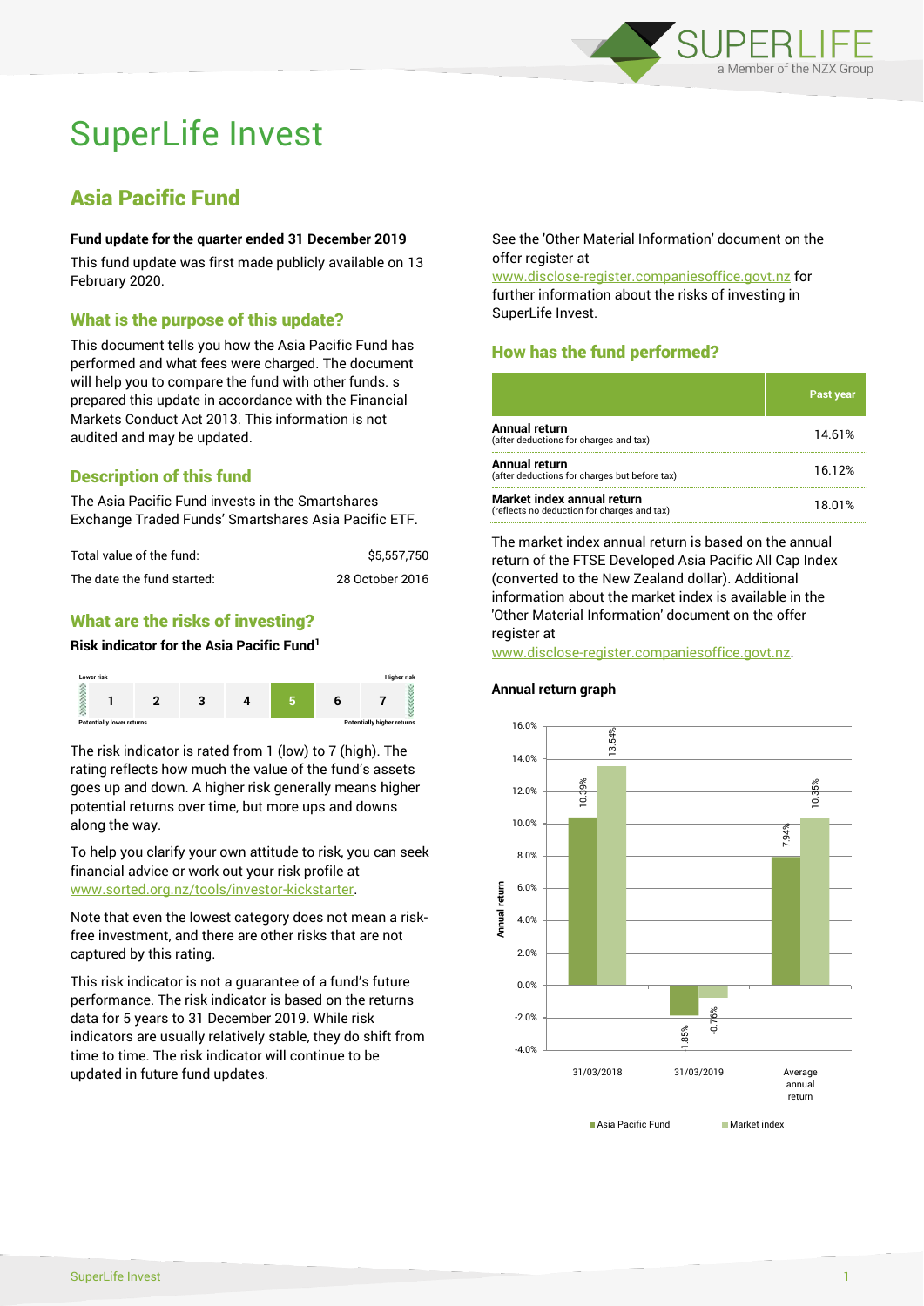# SuperLife Invest

## Asia Pacific Fund

**Fund update for the quarter ended 31 December 2019**

This fund update was first made publicly available on 13 February 2020.

### What is the purpose of this update?

This document tells you how the Asia Pacific Fund has performed and what fees were charged. The document will help you to compare the fund with other funds. s prepared this update in accordance with the Financial Markets Conduct Act 2013. This information is not audited and may be updated.

### Description of this fund

The Asia Pacific Fund invests in the Smartshares Exchange Traded Funds' Smartshares Asia Pacific ETF.

| | |
|---|---|
| Total value of the fund: | $5,557,750 |
| The date the fund started: | 28 October 2016 |

### What are the risks of investing?

**Risk indicator for the Asia Pacific Fund[1]**

Lower risk — Higher risk

1 2 3 4 **5** 6 7

Potentially lower returns — Potentially higher returns

The risk indicator is rated from 1 (low) to 7 (high). The rating reflects how much the value of the fund's assets goes up and down. A higher risk generally means higher potential returns over time, but more ups and downs along the way.

To help you clarify your own attitude to risk, you can seek financial advice or work out your risk profile at www.sorted.org.nz/tools/investor-kickstarter.

Note that even the lowest category does not mean a risk-free investment, and there are other risks that are not captured by this rating.

This risk indicator is not a guarantee of a fund's future performance. The risk indicator is based on the returns data for 5 years to 31 December 2019. While risk indicators are usually relatively stable, they do shift from time to time. The risk indicator will continue to be updated in future fund updates.

See the 'Other Material Information' document on the offer register at www.disclose-register.companiesoffice.govt.nz for further information about the risks of investing in SuperLife Invest.

### How has the fund performed?

| | Past year |
|---|---|
| **Annual return** (after deductions for charges and tax) | 14.61% |
| **Annual return** (after deductions for charges but before tax) | 16.12% |
| **Market index annual return** (reflects no deduction for charges and tax) | 18.01% |

The market index annual return is based on the annual return of the FTSE Developed Asia Pacific All Cap Index (converted to the New Zealand dollar). Additional information about the market index is available in the 'Other Material Information' document on the offer register at www.disclose-register.companiesoffice.govt.nz.

**Annual return graph**

Annual return

16.0%
14.0%
12.0%
10.0%
8.0%
6.0%
4.0%
2.0%
0.0%
-2.0%
-4.0%

31/03/2018: 10.39%, 13.54%
31/03/2019: -1.85%, -0.76%
Average annual return: 7.94%, 10.35%

Asia Pacific Fund    Market index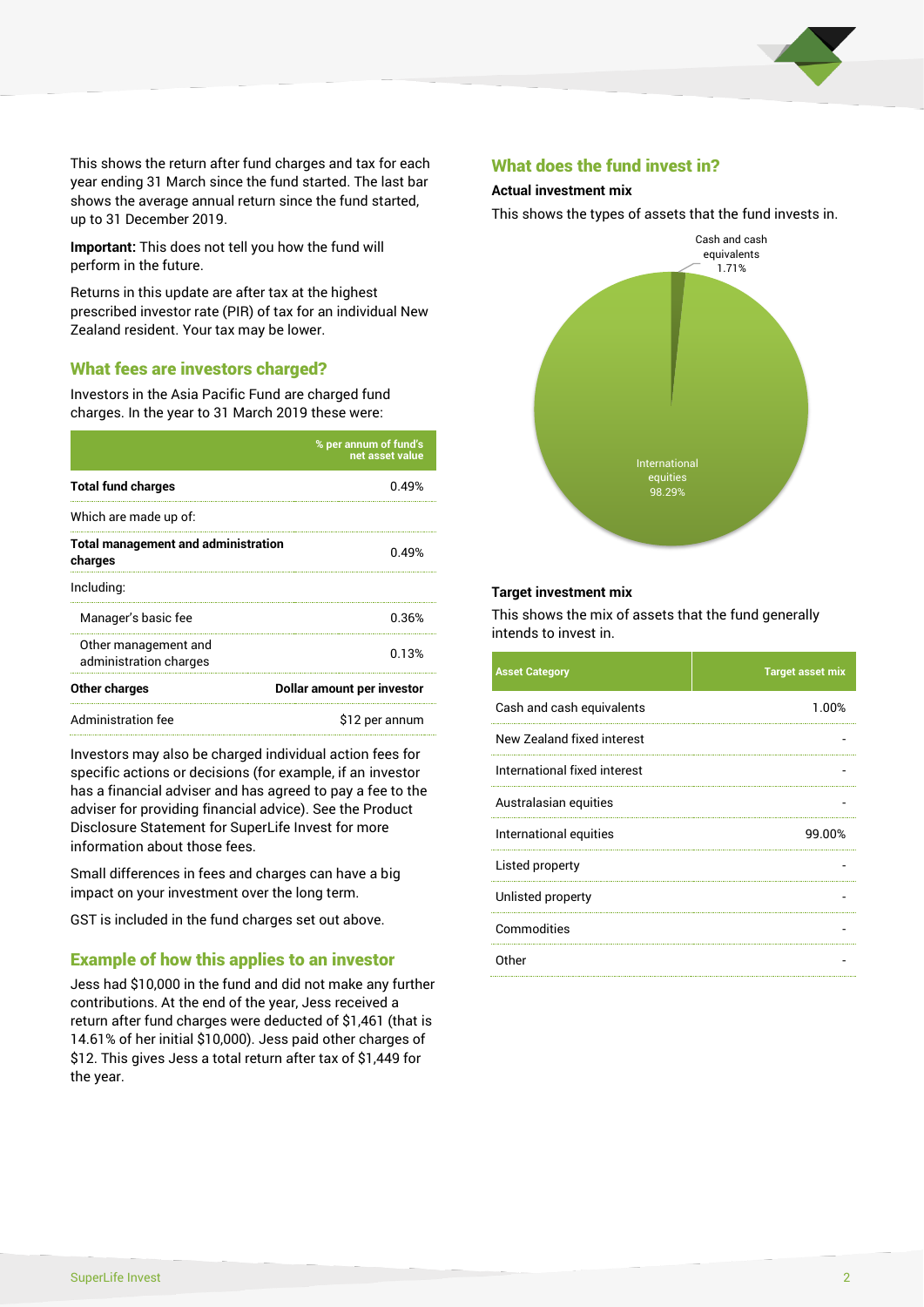This shows the return after fund charges and tax for each year ending 31 March since the fund started. The last bar shows the average annual return since the fund started, up to 31 December 2019.

**Important:** This does not tell you how the fund will perform in the future.

Returns in this update are after tax at the highest prescribed investor rate (PIR) of tax for an individual New Zealand resident. Your tax may be lower.

## What fees are investors charged?

Investors in the Asia Pacific Fund are charged fund charges. In the year to 31 March 2019 these were:

| | % per annum of fund's net asset value |
|---|---|
| **Total fund charges** | 0.49% |
| Which are made up of: | |
| **Total management and administration charges** | 0.49% |
| Including: | |
| Manager's basic fee | 0.36% |
| Other management and administration charges | 0.13% |
| **Other charges** | **Dollar amount per investor** |
| Administration fee | $12 per annum |

Investors may also be charged individual action fees for specific actions or decisions (for example, if an investor has a financial adviser and has agreed to pay a fee to the adviser for providing financial advice). See the Product Disclosure Statement for SuperLife Invest for more information about those fees.

Small differences in fees and charges can have a big impact on your investment over the long term.

GST is included in the fund charges set out above.

## Example of how this applies to an investor

Jess had $10,000 in the fund and did not make any further contributions. At the end of the year, Jess received a return after fund charges were deducted of $1,461 (that is 14.61% of her initial $10,000). Jess paid other charges of $12. This gives Jess a total return after tax of $1,449 for the year.

## What does the fund invest in?

### Actual investment mix

This shows the types of assets that the fund invests in.

Cash and cash equivalents 1.71%

International equities 98.29%

### Target investment mix

This shows the mix of assets that the fund generally intends to invest in.

| Asset Category | Target asset mix |
|---|---|
| Cash and cash equivalents | 1.00% |
| New Zealand fixed interest | - |
| International fixed interest | - |
| Australasian equities | - |
| International equities | 99.00% |
| Listed property | - |
| Unlisted property | - |
| Commodities | - |
| Other | - |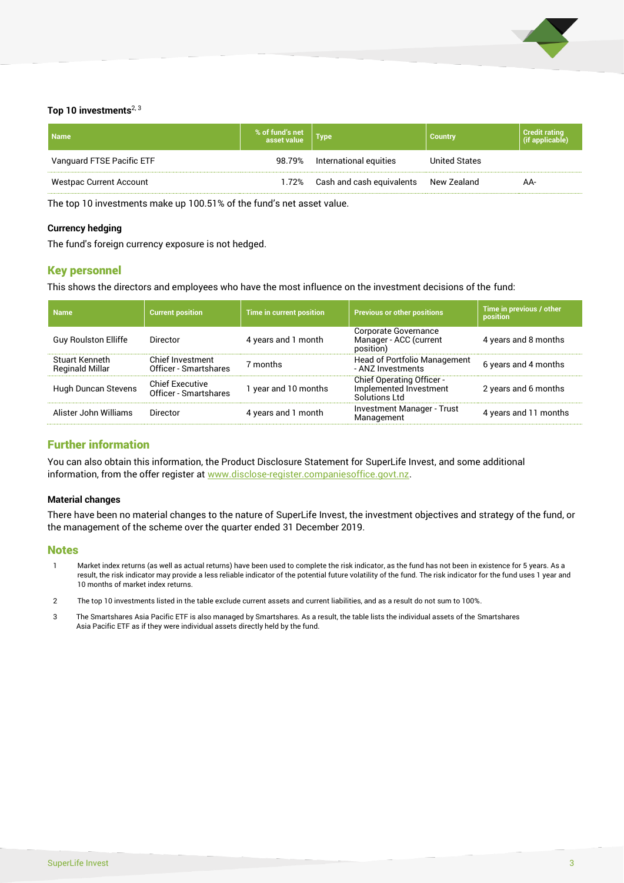#### Top 10 investments[2, 3]

| Name | % of fund's net asset value | Type | Country | Credit rating (if applicable) |
|---|---|---|---|---|
| Vanguard FTSE Pacific ETF | 98.79% | International equities | United States | |
| Westpac Current Account | 1.72% | Cash and cash equivalents | New Zealand | AA- |

The top 10 investments make up 100.51% of the fund's net asset value.

#### Currency hedging

The fund's foreign currency exposure is not hedged.

## Key personnel

This shows the directors and employees who have the most influence on the investment decisions of the fund:

| Name | Current position | Time in current position | Previous or other positions | Time in previous / other position |
|---|---|---|---|---|
| Guy Roulston Elliffe | Director | 4 years and 1 month | Corporate Governance Manager - ACC (current position) | 4 years and 8 months |
| Stuart Kenneth Reginald Millar | Chief Investment Officer - Smartshares | 7 months | Head of Portfolio Management - ANZ Investments | 6 years and 4 months |
| Hugh Duncan Stevens | Chief Executive Officer - Smartshares | 1 year and 10 months | Chief Operating Officer - Implemented Investment Solutions Ltd | 2 years and 6 months |
| Alister John Williams | Director | 4 years and 1 month | Investment Manager - Trust Management | 4 years and 11 months |

## Further information

You can also obtain this information, the Product Disclosure Statement for SuperLife Invest, and some additional information, from the offer register at www.disclose-register.companiesoffice.govt.nz.

#### Material changes

There have been no material changes to the nature of SuperLife Invest, the investment objectives and strategy of the fund, or the management of the scheme over the quarter ended 31 December 2019.

## Notes

1. Market index returns (as well as actual returns) have been used to complete the risk indicator, as the fund has not been in existence for 5 years. As a result, the risk indicator may provide a less reliable indicator of the potential future volatility of the fund. The risk indicator for the fund uses 1 year and 10 months of market index returns.
2. The top 10 investments listed in the table exclude current assets and current liabilities, and as a result do not sum to 100%.
3. The Smartshares Asia Pacific ETF is also managed by Smartshares. As a result, the table lists the individual assets of the Smartshares Asia Pacific ETF as if they were individual assets directly held by the fund.